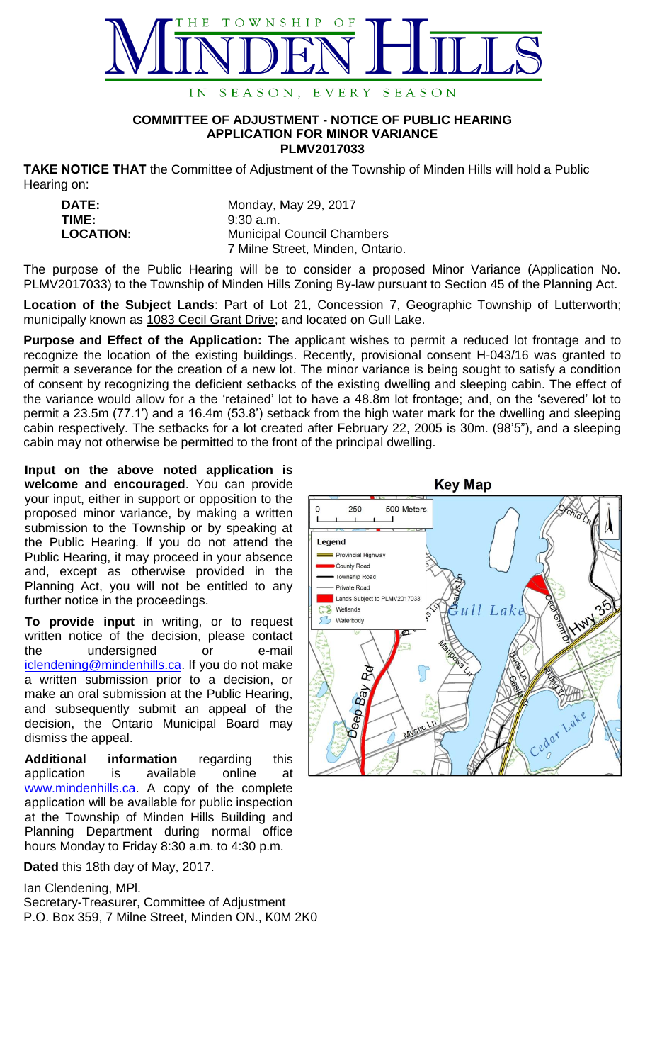THE TOWNSHIP OF MINDEN HILLS

IN SEASON, EVERY SEASON

**COMMITTEE OF ADJUSTMENT - NOTICE OF PUBLIC HEARING**
**APPLICATION FOR MINOR VARIANCE**
**PLMV2017033**

**TAKE NOTICE THAT** the Committee of Adjustment of the Township of Minden Hills will hold a Public Hearing on:

| | |
|---|---|
| **DATE:** | Monday, May 29, 2017 |
| **TIME:** | 9:30 a.m. |
| **LOCATION:** | Municipal Council Chambers<br>7 Milne Street, Minden, Ontario. |

The purpose of the Public Hearing will be to consider a proposed Minor Variance (Application No. PLMV2017033) to the Township of Minden Hills Zoning By-law pursuant to Section 45 of the Planning Act.

**Location of the Subject Lands**: Part of Lot 21, Concession 7, Geographic Township of Lutterworth; municipally known as 1083 Cecil Grant Drive; and located on Gull Lake.

**Purpose and Effect of the Application:** The applicant wishes to permit a reduced lot frontage and to recognize the location of the existing buildings. Recently, provisional consent H-043/16 was granted to permit a severance for the creation of a new lot. The minor variance is being sought to satisfy a condition of consent by recognizing the deficient setbacks of the existing dwelling and sleeping cabin. The effect of the variance would allow for a the 'retained' lot to have a 48.8m lot frontage; and, on the 'severed' lot to permit a 23.5m (77.1') and a 16.4m (53.8') setback from the high water mark for the dwelling and sleeping cabin respectively. The setbacks for a lot created after February 22, 2005 is 30m. (98'5"), and a sleeping cabin may not otherwise be permitted to the front of the principal dwelling.

**Input on the above noted application is welcome and encouraged**. You can provide your input, either in support or opposition to the proposed minor variance, by making a written submission to the Township or by speaking at the Public Hearing. If you do not attend the Public Hearing, it may proceed in your absence and, except as otherwise provided in the Planning Act, you will not be entitled to any further notice in the proceedings.

**To provide input** in writing, or to request written notice of the decision, please contact the undersigned or e-mail iclendening@mindenhills.ca. If you do not make a written submission prior to a decision, or make an oral submission at the Public Hearing, and subsequently submit an appeal of the decision, the Ontario Municipal Board may dismiss the appeal.

**Additional information** regarding this application is available online at www.mindenhills.ca. A copy of the complete application will be available for public inspection at the Township of Minden Hills Building and Planning Department during normal office hours Monday to Friday 8:30 a.m. to 4:30 p.m.

**Key Map**

**Dated** this 18th day of May, 2017.

Ian Clendening, MPl.
Secretary-Treasurer, Committee of Adjustment
P.O. Box 359, 7 Milne Street, Minden ON., K0M 2K0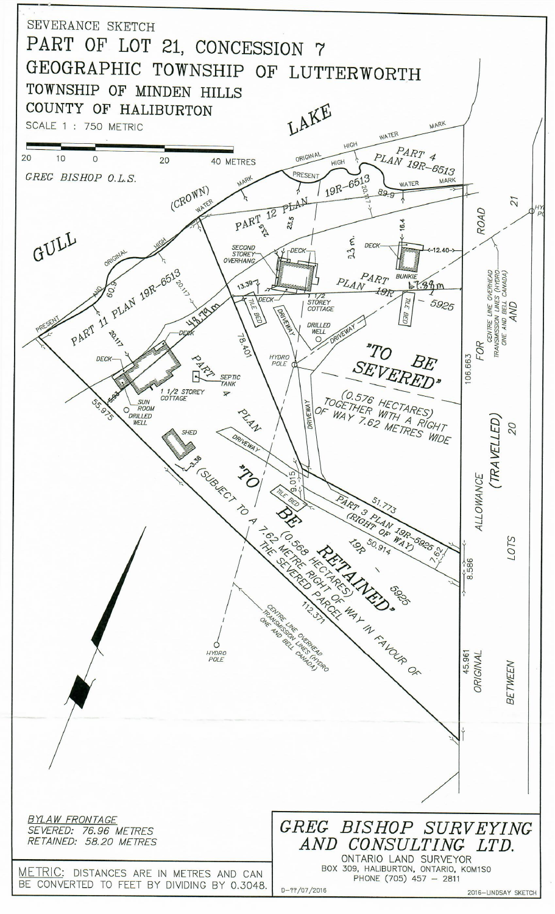SEVERANCE SKETCH

# PART OF LOT 21, CONCESSION 7

## GEOGRAPHIC TOWNSHIP OF LUTTERWORTH

### TOWNSHIP OF MINDEN HILLS

### COUNTY OF HALIBURTON

SCALE 1 : 750 METRIC

20 10 0 20 40 METRES

*GREG BISHOP O.L.S.*

GULL LAKE

(CROWN)

ORIGINAL HIGH WATER MARK

PRESENT HIGH WATER MARK

PART 4 PLAN 19R-6513

PART 12 PLAN 19R-6513

PART 11 PLAN 19R-6513

PART PLAN 19R - 5925

PART 4 PLAN

PART 3 PLAN 19R-5925 (RIGHT OF WAY)

19R - 5925

89.9

20.117

23.5

23.5

23 m.

16.4

12.40

67.99m

13.39

60.9

20.117

20.117

49.79m

78.401

55.975

5.03

3.38

6.015

51.773

50.914

7.62

8.586

106.663

45.961

112.371

SECOND STOREY OVERHANG

DECK

BUNKIE

1 1/2 STOREY COTTAGE

TILE BED

DRIVEWAY

DRILLED WELL

HYDRO POLE

SEPTIC TANK

SUN ROOM

SHED

"TO BE SEVERED"

(0.576 HECTARES) TOGETHER WITH A RIGHT OF WAY 7.62 METRES WIDE

"TO BE RETAINED"

(0.568 HECTARES) (SUBJECT TO A 7.62 METRE RIGHT OF WAY IN FAVOUR OF THE SEVERED PARCEL

CENTRE LINE OVERHEAD TRANSMISSION LINES (HYDRO ONE AND BELL CANADA)

ROAD ALLOWANCE FOR (TRAVELLED) ORIGINAL BETWEEN LOTS 20 AND 21

*BYLAW FRONTAGE*
*SEVERED: 76.96 METRES*
*RETAINED: 58.20 METRES*

METRIC: DISTANCES ARE IN METRES AND CAN BE CONVERTED TO FEET BY DIVIDING BY 0.3048.

***GREG BISHOP SURVEYING AND CONSULTING LTD.***

ONTARIO LAND SURVEYOR
BOX 309, HALIBURTON, ONTARIO, K0M1S0
PHONE (705) 457 – 2811

D-??/07/2016

2016-LINDSAY SKETCH